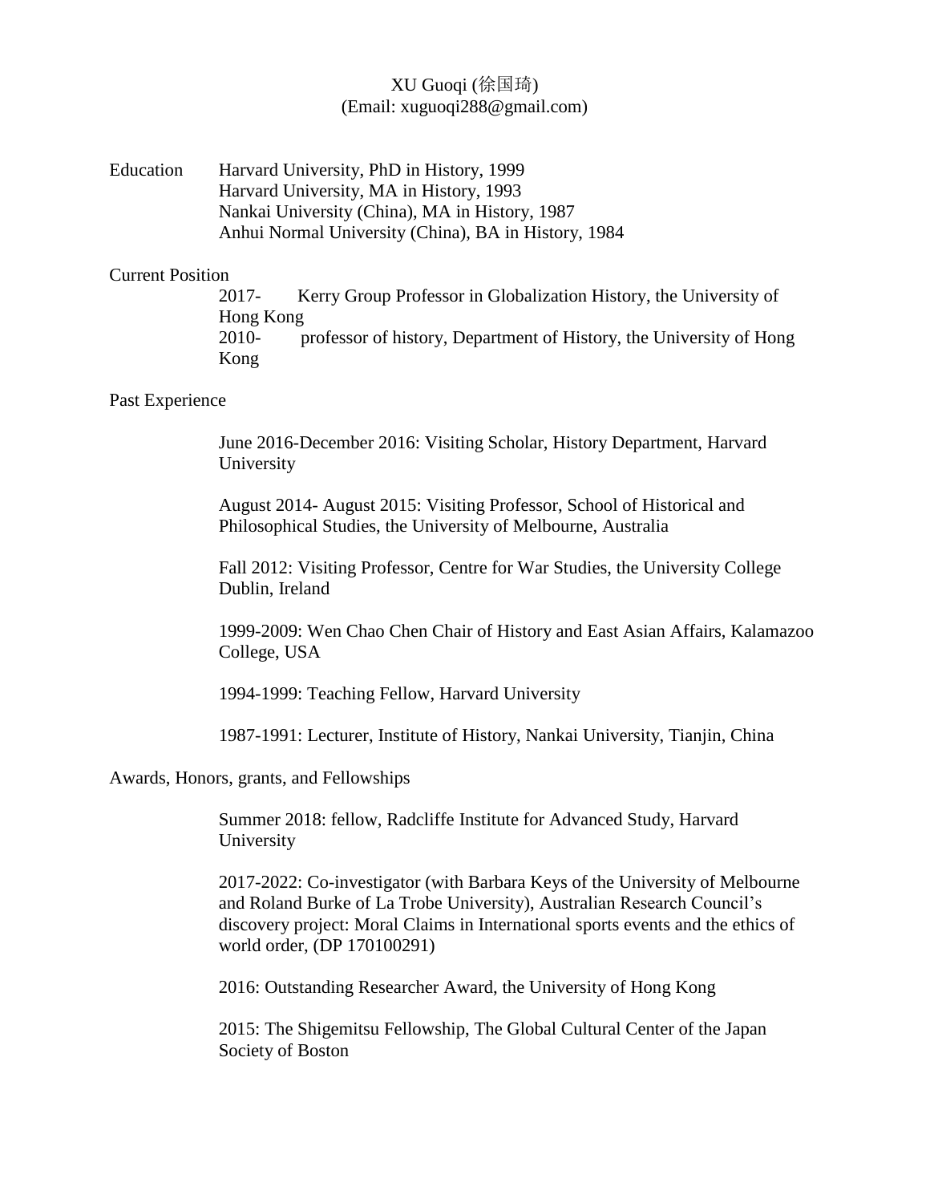# XU Guoqi (徐国琦)

(Email: xuguoqi288@gmail.com)

## Education

Harvard University, PhD in History, 1999
Harvard University, MA in History, 1993
Nankai University (China), MA in History, 1987
Anhui Normal University (China), BA in History, 1984

## Current Position

2017- Kerry Group Professor in Globalization History, the University of Hong Kong

2010- professor of history, Department of History, the University of Hong Kong

## Past Experience

June 2016-December 2016: Visiting Scholar, History Department, Harvard University

August 2014- August 2015: Visiting Professor, School of Historical and Philosophical Studies, the University of Melbourne, Australia

Fall 2012: Visiting Professor, Centre for War Studies, the University College Dublin, Ireland

1999-2009: Wen Chao Chen Chair of History and East Asian Affairs, Kalamazoo College, USA

1994-1999: Teaching Fellow, Harvard University

1987-1991: Lecturer, Institute of History, Nankai University, Tianjin, China

## Awards, Honors, grants, and Fellowships

Summer 2018: fellow, Radcliffe Institute for Advanced Study, Harvard University

2017-2022: Co-investigator (with Barbara Keys of the University of Melbourne and Roland Burke of La Trobe University), Australian Research Council's discovery project: Moral Claims in International sports events and the ethics of world order, (DP 170100291)

2016: Outstanding Researcher Award, the University of Hong Kong

2015: The Shigemitsu Fellowship, The Global Cultural Center of the Japan Society of Boston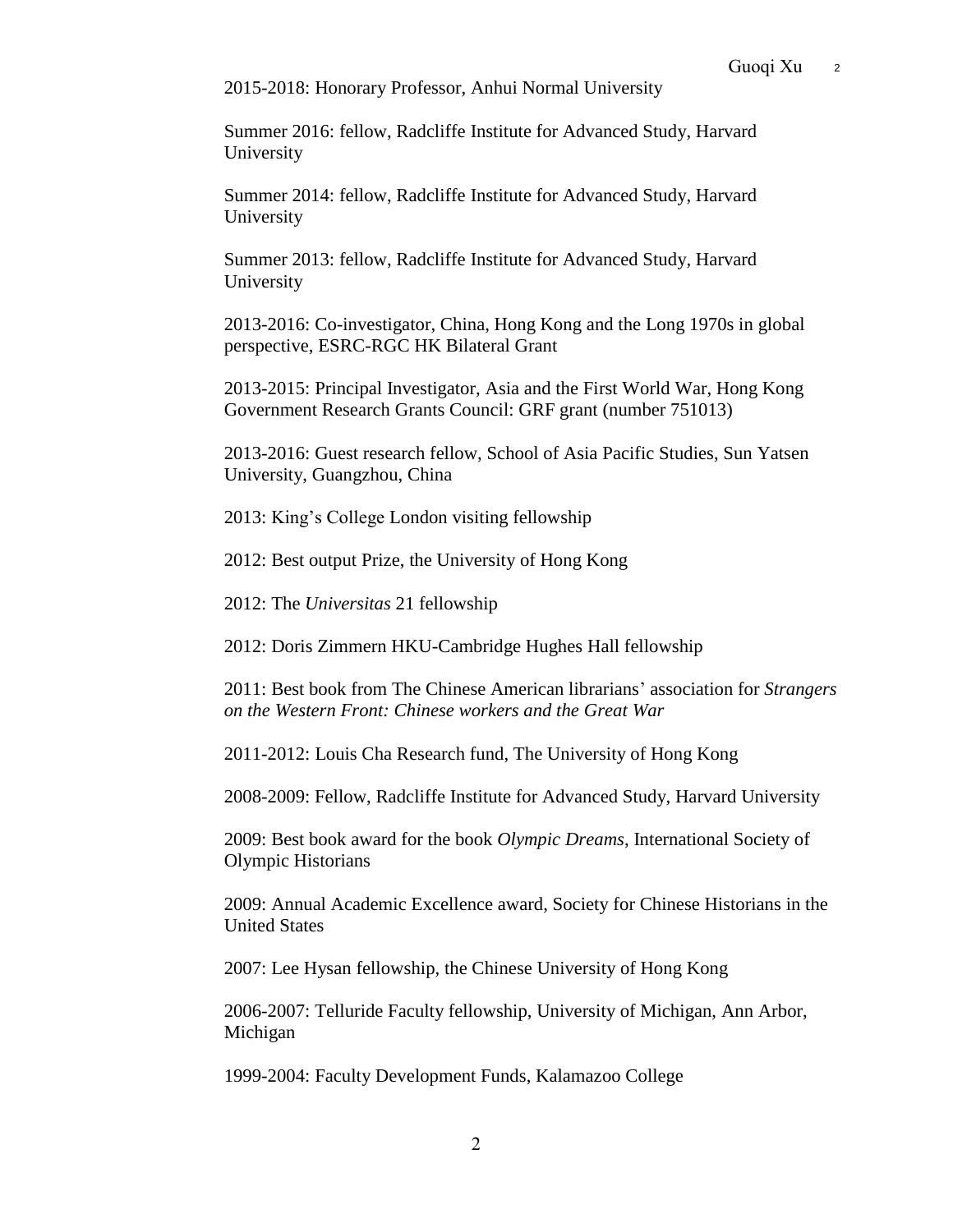2015-2018: Honorary Professor, Anhui Normal University

Summer 2016: fellow, Radcliffe Institute for Advanced Study, Harvard University

Summer 2014: fellow, Radcliffe Institute for Advanced Study, Harvard University

Summer 2013: fellow, Radcliffe Institute for Advanced Study, Harvard University

2013-2016: Co-investigator, China, Hong Kong and the Long 1970s in global perspective, ESRC-RGC HK Bilateral Grant

2013-2015: Principal Investigator, Asia and the First World War, Hong Kong Government Research Grants Council: GRF grant (number 751013)

2013-2016: Guest research fellow, School of Asia Pacific Studies, Sun Yatsen University, Guangzhou, China

2013: King's College London visiting fellowship

2012: Best output Prize, the University of Hong Kong

2012: The *Universitas* 21 fellowship

2012: Doris Zimmern HKU-Cambridge Hughes Hall fellowship

2011: Best book from The Chinese American librarians' association for *Strangers on the Western Front: Chinese workers and the Great War*

2011-2012: Louis Cha Research fund, The University of Hong Kong

2008-2009: Fellow, Radcliffe Institute for Advanced Study, Harvard University

2009: Best book award for the book *Olympic Dreams*, International Society of Olympic Historians

2009: Annual Academic Excellence award, Society for Chinese Historians in the United States

2007: Lee Hysan fellowship, the Chinese University of Hong Kong

2006-2007: Telluride Faculty fellowship, University of Michigan, Ann Arbor, Michigan

1999-2004: Faculty Development Funds, Kalamazoo College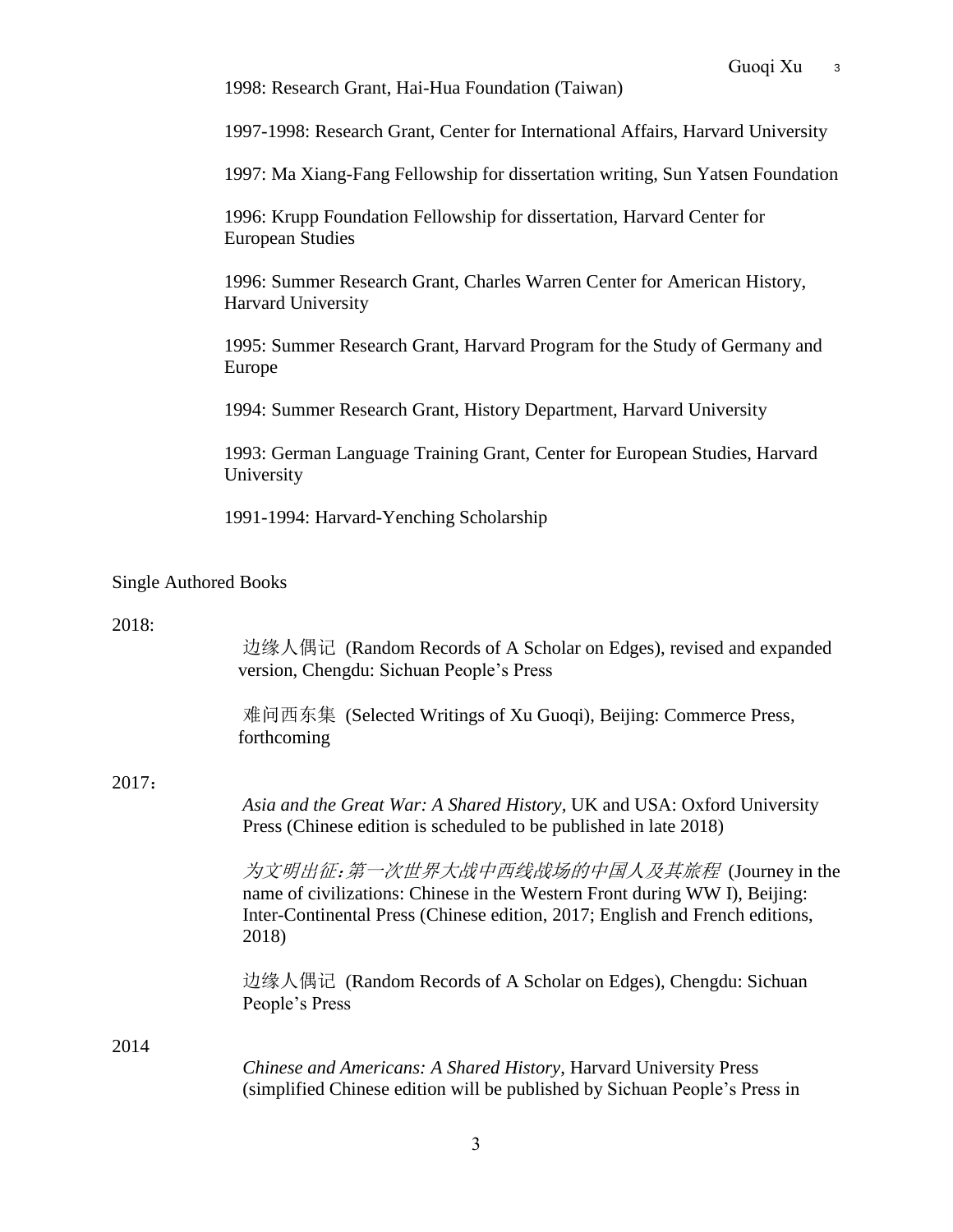1998: Research Grant, Hai-Hua Foundation (Taiwan)

1997-1998: Research Grant, Center for International Affairs, Harvard University

1997: Ma Xiang-Fang Fellowship for dissertation writing, Sun Yatsen Foundation

1996: Krupp Foundation Fellowship for dissertation, Harvard Center for European Studies

1996: Summer Research Grant, Charles Warren Center for American History, Harvard University

1995: Summer Research Grant, Harvard Program for the Study of Germany and Europe

1994: Summer Research Grant, History Department, Harvard University

1993: German Language Training Grant, Center for European Studies, Harvard University

1991-1994: Harvard-Yenching Scholarship

## Single Authored Books

2018:

边缘人偶记 (Random Records of A Scholar on Edges), revised and expanded version, Chengdu: Sichuan People's Press

难问西东集 (Selected Writings of Xu Guoqi), Beijing: Commerce Press, forthcoming

2017：

*Asia and the Great War: A Shared History*, UK and USA: Oxford University Press (Chinese edition is scheduled to be published in late 2018)

*为文明出征:第一次世界大战中西线战场的中国人及其旅程* (Journey in the name of civilizations: Chinese in the Western Front during WW I), Beijing: Inter-Continental Press (Chinese edition, 2017; English and French editions, 2018)

边缘人偶记 (Random Records of A Scholar on Edges), Chengdu: Sichuan People's Press

2014

*Chinese and Americans: A Shared History*, Harvard University Press (simplified Chinese edition will be published by Sichuan People's Press in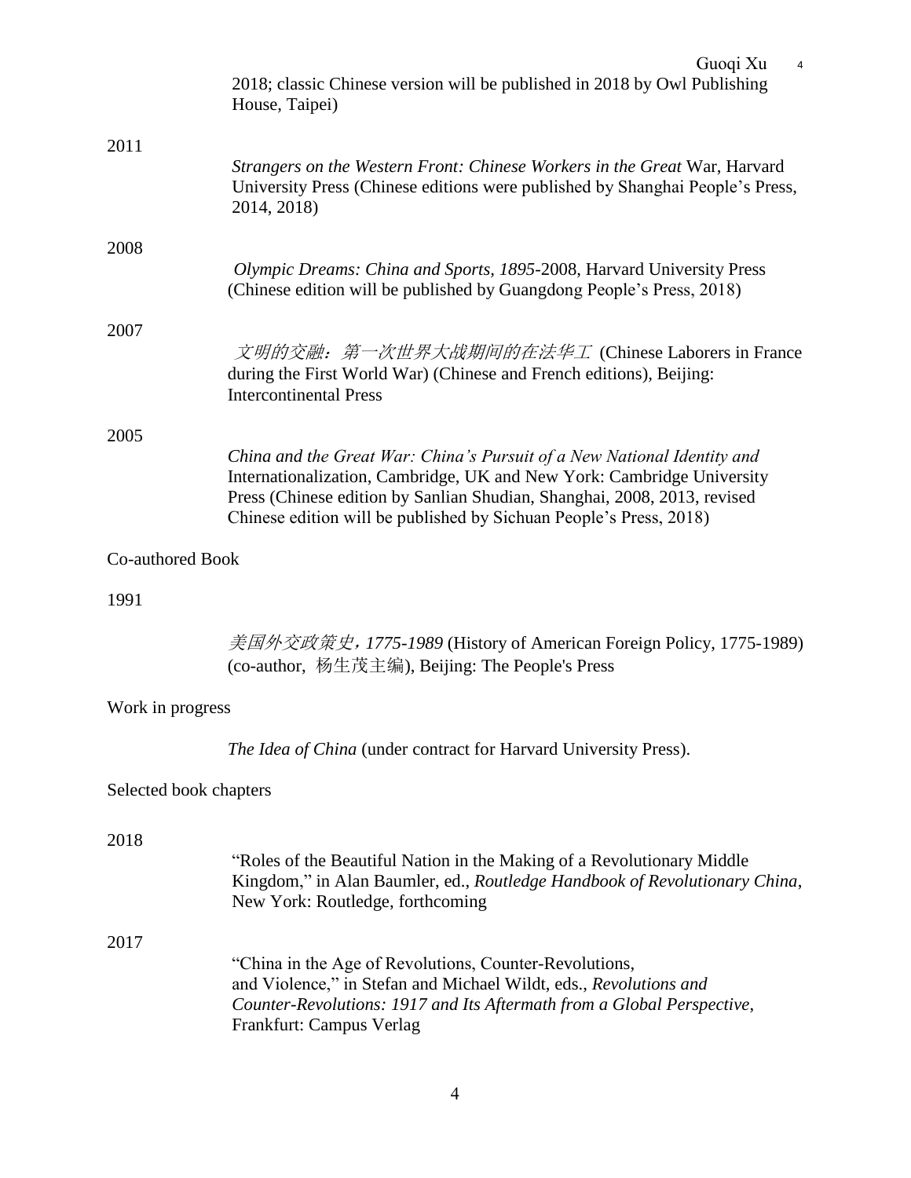2018; classic Chinese version will be published in 2018 by Owl Publishing House, Taipei)

2011

*Strangers on the Western Front: Chinese Workers in the Great* War, Harvard University Press (Chinese editions were published by Shanghai People's Press, 2014, 2018)

2008

*Olympic Dreams: China and Sports, 1895*-2008, Harvard University Press (Chinese edition will be published by Guangdong People's Press, 2018)

2007

*文明的交融：第一次世界大战期间的在法华工* (Chinese Laborers in France during the First World War) (Chinese and French editions), Beijing: Intercontinental Press

2005

*China and the Great War: China's Pursuit of a New National Identity and* Internationalization, Cambridge, UK and New York: Cambridge University Press (Chinese edition by Sanlian Shudian, Shanghai, 2008, 2013, revised Chinese edition will be published by Sichuan People's Press, 2018)

Co-authored Book

1991

*美国外交政策史，1775-1989* (History of American Foreign Policy, 1775-1989) (co-author, 杨生茂主编), Beijing: The People's Press

Work in progress

*The Idea of China* (under contract for Harvard University Press).

Selected book chapters

2018

"Roles of the Beautiful Nation in the Making of a Revolutionary Middle Kingdom," in Alan Baumler, ed., *Routledge Handbook of Revolutionary China*, New York: Routledge, forthcoming

2017

"China in the Age of Revolutions, Counter-Revolutions, and Violence," in Stefan and Michael Wildt, eds., *Revolutions and Counter-Revolutions: 1917 and Its Aftermath from a Global Perspective*, Frankfurt: Campus Verlag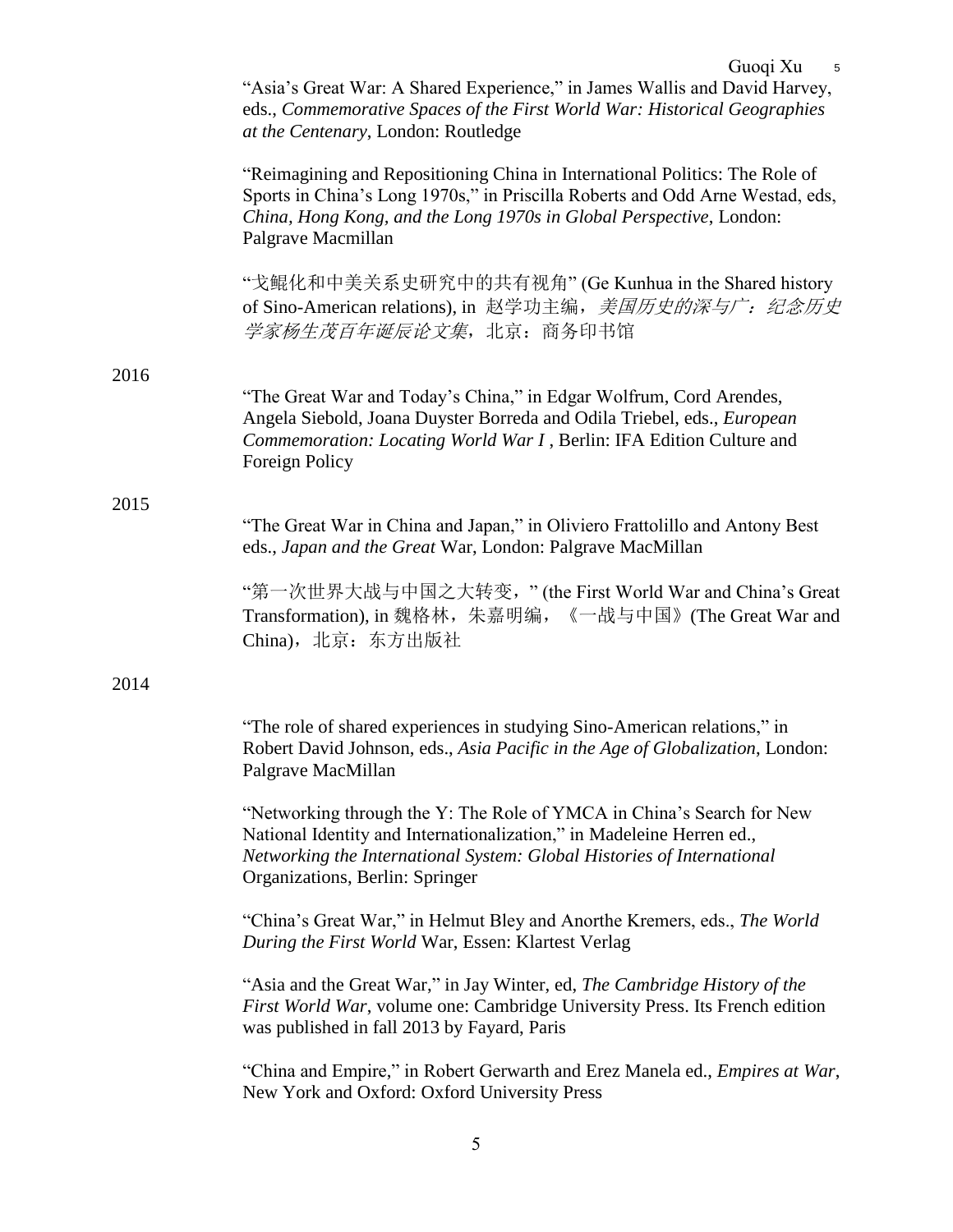"Asia's Great War: A Shared Experience," in James Wallis and David Harvey, eds., *Commemorative Spaces of the First World War: Historical Geographies at the Centenary*, London: Routledge

"Reimagining and Repositioning China in International Politics: The Role of Sports in China's Long 1970s," in Priscilla Roberts and Odd Arne Westad, eds, *China, Hong Kong, and the Long 1970s in Global Perspective*, London: Palgrave Macmillan

"戈鲲化和中美关系史研究中的共有视角" (Ge Kunhua in the Shared history of Sino-American relations), in 赵学功主编，*美国历史的深与广：纪念历史学家杨生茂百年诞辰论文集*，北京：商务印书馆

2016

"The Great War and Today's China," in Edgar Wolfrum, Cord Arendes, Angela Siebold, Joana Duyster Borreda and Odila Triebel, eds., *European Commemoration: Locating World War I* , Berlin: IFA Edition Culture and Foreign Policy

2015

"The Great War in China and Japan," in Oliviero Frattolillo and Antony Best eds., *Japan and the Great* War, London: Palgrave MacMillan

"第一次世界大战与中国之大转变，" (the First World War and China's Great Transformation), in 魏格林，朱嘉明编，《一战与中国》(The Great War and China)，北京：东方出版社

2014

"The role of shared experiences in studying Sino-American relations," in Robert David Johnson, eds., *Asia Pacific in the Age of Globalization*, London: Palgrave MacMillan

"Networking through the Y: The Role of YMCA in China's Search for New National Identity and Internationalization," in Madeleine Herren ed., *Networking the International System: Global Histories of International* Organizations, Berlin: Springer

"China's Great War," in Helmut Bley and Anorthe Kremers, eds., *The World During the First World* War, Essen: Klartest Verlag

"Asia and the Great War," in Jay Winter, ed, *The Cambridge History of the First World War*, volume one: Cambridge University Press. Its French edition was published in fall 2013 by Fayard, Paris

"China and Empire," in Robert Gerwarth and Erez Manela ed., *Empires at War*, New York and Oxford: Oxford University Press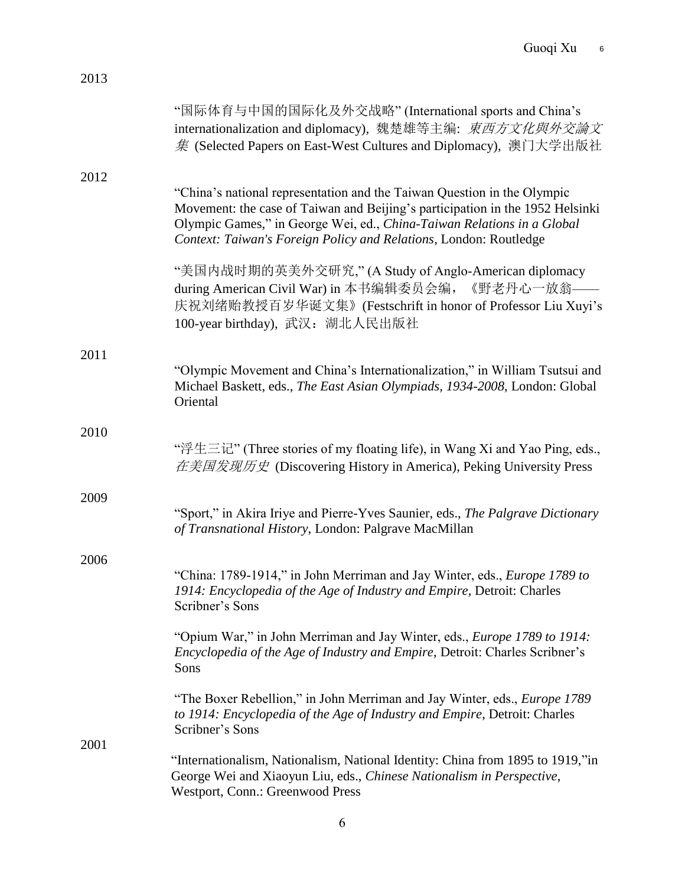2013

"国际体育与中国的国际化及外交战略" (International sports and China's internationalization and diplomacy), 魏楚雄等主编: *東西方文化與外交論文集* (Selected Papers on East-West Cultures and Diplomacy), 澳门大学出版社

2012

"China's national representation and the Taiwan Question in the Olympic Movement: the case of Taiwan and Beijing's participation in the 1952 Helsinki Olympic Games," in George Wei, ed., *China-Taiwan Relations in a Global Context: Taiwan's Foreign Policy and Relations*, London: Routledge

"美国内战时期的英美外交研究," (A Study of Anglo-American diplomacy during American Civil War) in 本书编辑委员会编, 《野老丹心一放翁——庆祝刘绪贻教授百岁华诞文集》(Festschrift in honor of Professor Liu Xuyi's 100-year birthday), 武汉：湖北人民出版社

2011

"Olympic Movement and China's Internationalization," in William Tsutsui and Michael Baskett, eds., *The East Asian Olympiads, 1934-2008*, London: Global Oriental

2010

"浮生三记" (Three stories of my floating life), in Wang Xi and Yao Ping, eds., *在美国发现历史* (Discovering History in America), Peking University Press

2009

"Sport," in Akira Iriye and Pierre-Yves Saunier, eds., *The Palgrave Dictionary of Transnational History*, London: Palgrave MacMillan

2006

"China: 1789-1914," in John Merriman and Jay Winter, eds., *Europe 1789 to 1914: Encyclopedia of the Age of Industry and Empire*, Detroit: Charles Scribner's Sons

"Opium War," in John Merriman and Jay Winter, eds., *Europe 1789 to 1914: Encyclopedia of the Age of Industry and Empire*, Detroit: Charles Scribner's Sons

"The Boxer Rebellion," in John Merriman and Jay Winter, eds., *Europe 1789 to 1914: Encyclopedia of the Age of Industry and Empire*, Detroit: Charles Scribner's Sons

2001

"Internationalism, Nationalism, National Identity: China from 1895 to 1919,"in George Wei and Xiaoyun Liu, eds., *Chinese Nationalism in Perspective*, Westport, Conn.: Greenwood Press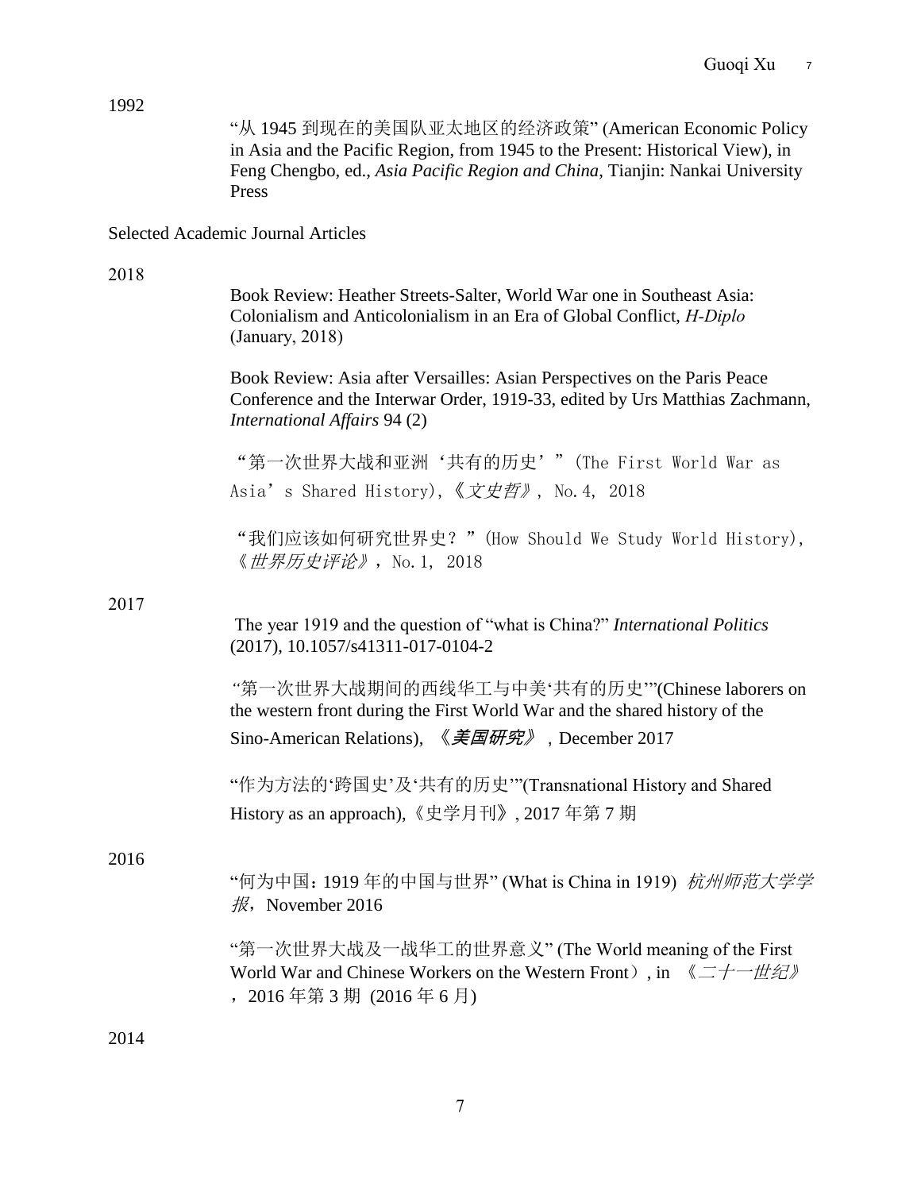1992

"从 1945 到现在的美国队亚太地区的经济政策" (American Economic Policy in Asia and the Pacific Region, from 1945 to the Present: Historical View), in Feng Chengbo, ed., *Asia Pacific Region and China*, Tianjin: Nankai University Press

Selected Academic Journal Articles

2018

Book Review: Heather Streets-Salter, World War one in Southeast Asia: Colonialism and Anticolonialism in an Era of Global Conflict, *H-Diplo* (January, 2018)

Book Review: Asia after Versailles: Asian Perspectives on the Paris Peace Conference and the Interwar Order, 1919-33, edited by Urs Matthias Zachmann, *International Affairs* 94 (2)

"第一次世界大战和亚洲'共有的历史'" (The First World War as Asia's Shared History), 《*文史哲*》, No.4, 2018

"我们应该如何研究世界史?" (How Should We Study World History), 《*世界历史评论*》, No.1, 2018

2017

The year 1919 and the question of "what is China?" *International Politics* (2017), 10.1057/s41311-017-0104-2

"第一次世界大战期间的西线华工与中美'共有的历史'"(Chinese laborers on the western front during the First World War and the shared history of the Sino-American Relations), 《***美国研究***》, December 2017

"作为方法的'跨国史'及'共有的历史'"(Transnational History and Shared History as an approach),《史学月刊》, 2017 年第 7 期

2016

"何为中国：1919 年的中国与世界" (What is China in 1919) *杭州师范大学学报*，November 2016

"第一次世界大战及一战华工的世界意义" (The World meaning of the First World War and Chinese Workers on the Western Front）, in 《*二十一世纪*》，2016 年第 3 期 (2016 年 6 月)

2014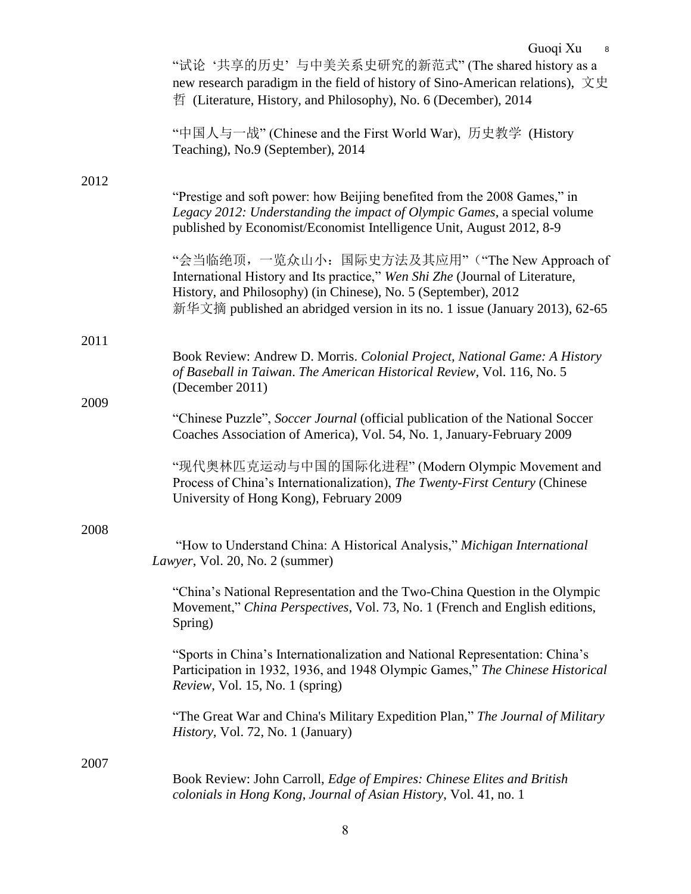"试论'共享的历史'与中美关系史研究的新范式" (The shared history as a new research paradigm in the field of history of Sino-American relations), 文史哲 (Literature, History, and Philosophy), No. 6 (December), 2014

"中国人与一战" (Chinese and the First World War), 历史教学 (History Teaching), No.9 (September), 2014

2012

"Prestige and soft power: how Beijing benefited from the 2008 Games," in *Legacy 2012: Understanding the impact of Olympic Games*, a special volume published by Economist/Economist Intelligence Unit, August 2012, 8-9

"会当临绝顶，一览众山小：国际史方法及其应用"（"The New Approach of International History and Its practice," *Wen Shi Zhe* (Journal of Literature, History, and Philosophy) (in Chinese), No. 5 (September), 2012
新华文摘 published an abridged version in its no. 1 issue (January 2013), 62-65

2011

Book Review: Andrew D. Morris. *Colonial Project, National Game: A History of Baseball in Taiwan*. *The American Historical Review*, Vol. 116, No. 5 (December 2011)

2009

"Chinese Puzzle", *Soccer Journal* (official publication of the National Soccer Coaches Association of America), Vol. 54, No. 1, January-February 2009

"现代奥林匹克运动与中国的国际化进程" (Modern Olympic Movement and Process of China's Internationalization), *The Twenty-First Century* (Chinese University of Hong Kong), February 2009

2008

"How to Understand China: A Historical Analysis," *Michigan International Lawyer*, Vol. 20, No. 2 (summer)

"China's National Representation and the Two-China Question in the Olympic Movement," *China Perspectives*, Vol. 73, No. 1 (French and English editions, Spring)

"Sports in China's Internationalization and National Representation: China's Participation in 1932, 1936, and 1948 Olympic Games," *The Chinese Historical Review*, Vol. 15, No. 1 (spring)

"The Great War and China's Military Expedition Plan," *The Journal of Military History*, Vol. 72, No. 1 (January)

2007

Book Review: John Carroll, *Edge of Empires: Chinese Elites and British colonials in Hong Kong*, *Journal of Asian History*, Vol. 41, no. 1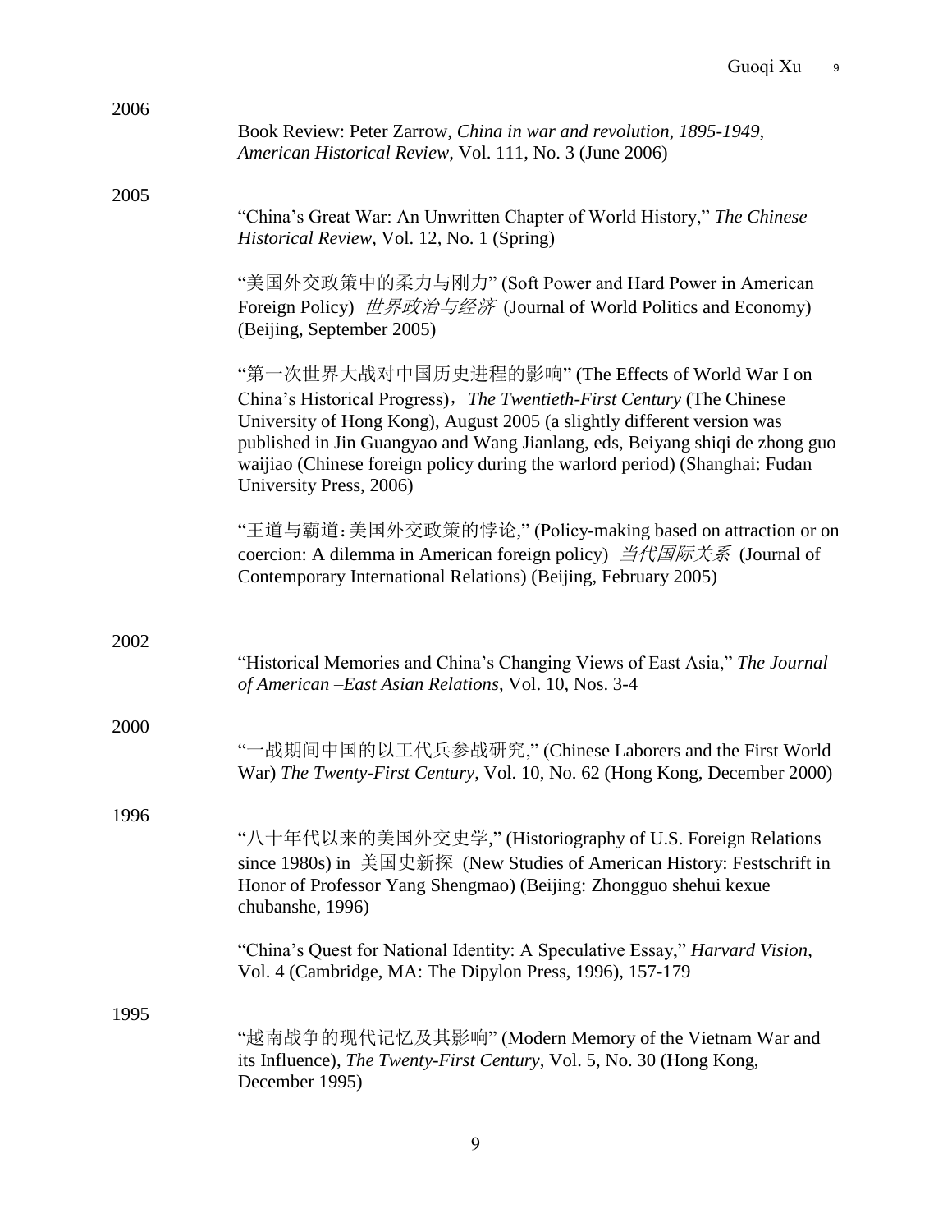2006

Book Review: Peter Zarrow, *China in war and revolution, 1895-1949*, *American Historical Review*, Vol. 111, No. 3 (June 2006)

2005

"China's Great War: An Unwritten Chapter of World History," *The Chinese Historical Review*, Vol. 12, No. 1 (Spring)

"美国外交政策中的柔力与刚力" (Soft Power and Hard Power in American Foreign Policy) *世界政治与经济* (Journal of World Politics and Economy) (Beijing, September 2005)

"第一次世界大战对中国历史进程的影响" (The Effects of World War I on China's Historical Progress)，*The Twentieth-First Century* (The Chinese University of Hong Kong), August 2005 (a slightly different version was published in Jin Guangyao and Wang Jianlang, eds, Beiyang shiqi de zhong guo waijiao (Chinese foreign policy during the warlord period) (Shanghai: Fudan University Press, 2006)

"王道与霸道:美国外交政策的悖论," (Policy-making based on attraction or on coercion: A dilemma in American foreign policy) *当代国际关系* (Journal of Contemporary International Relations) (Beijing, February 2005)

2002

"Historical Memories and China's Changing Views of East Asia," *The Journal of American –East Asian Relations*, Vol. 10, Nos. 3-4

2000

"一战期间中国的以工代兵参战研究," (Chinese Laborers and the First World War) *The Twenty-First Century*, Vol. 10, No. 62 (Hong Kong, December 2000)

1996

"八十年代以来的美国外交史学," (Historiography of U.S. Foreign Relations since 1980s) in 美国史新探 (New Studies of American History: Festschrift in Honor of Professor Yang Shengmao) (Beijing: Zhongguo shehui kexue chubanshe, 1996)

"China's Quest for National Identity: A Speculative Essay," *Harvard Vision*, Vol. 4 (Cambridge, MA: The Dipylon Press, 1996), 157-179

1995

"越南战争的现代记忆及其影响" (Modern Memory of the Vietnam War and its Influence), *The Twenty-First Century*, Vol. 5, No. 30 (Hong Kong, December 1995)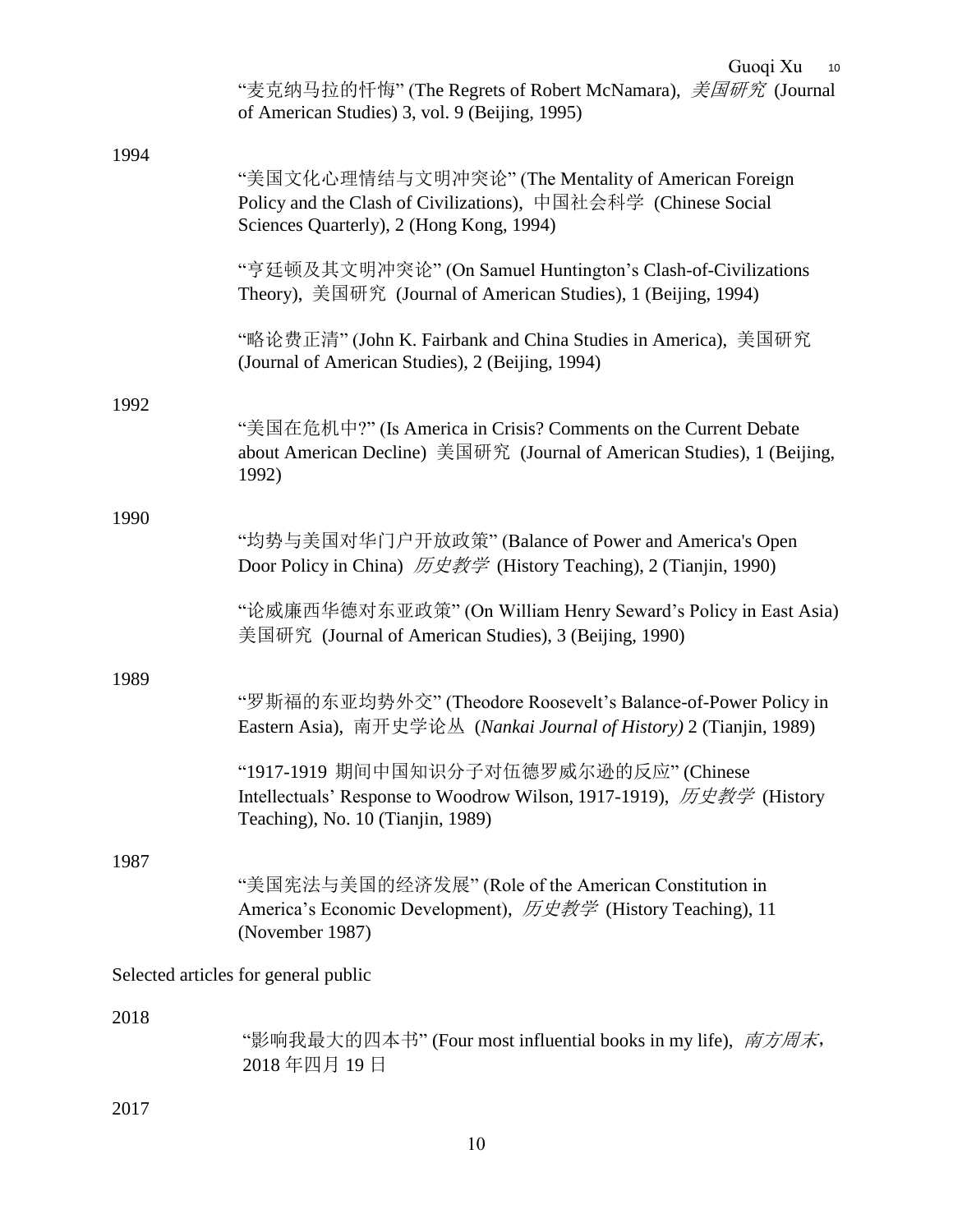"麦克纳马拉的忏悔" (The Regrets of Robert McNamara), *美国研究* (Journal of American Studies) 3, vol. 9 (Beijing, 1995)

1994

"美国文化心理情结与文明冲突论" (The Mentality of American Foreign Policy and the Clash of Civilizations), 中国社会科学 (Chinese Social Sciences Quarterly), 2 (Hong Kong, 1994)

"亨廷顿及其文明冲突论" (On Samuel Huntington's Clash-of-Civilizations Theory), 美国研究 (Journal of American Studies), 1 (Beijing, 1994)

"略论费正清" (John K. Fairbank and China Studies in America), 美国研究 (Journal of American Studies), 2 (Beijing, 1994)

1992

"美国在危机中?" (Is America in Crisis? Comments on the Current Debate about American Decline) 美国研究 (Journal of American Studies), 1 (Beijing, 1992)

1990

"均势与美国对华门户开放政策" (Balance of Power and America's Open Door Policy in China) *历史教学* (History Teaching), 2 (Tianjin, 1990)

"论威廉西华德对东亚政策" (On William Henry Seward's Policy in East Asia) 美国研究 (Journal of American Studies), 3 (Beijing, 1990)

1989

"罗斯福的东亚均势外交" (Theodore Roosevelt's Balance-of-Power Policy in Eastern Asia), 南开史学论丛 (*Nankai Journal of History)* 2 (Tianjin, 1989)

"1917-1919 期间中国知识分子对伍德罗威尔逊的反应" (Chinese Intellectuals' Response to Woodrow Wilson, 1917-1919), *历史教学* (History Teaching), No. 10 (Tianjin, 1989)

1987

"美国宪法与美国的经济发展" (Role of the American Constitution in America's Economic Development), *历史教学* (History Teaching), 11 (November 1987)

Selected articles for general public

2018

"影响我最大的四本书" (Four most influential books in my life), *南方周末*, 2018 年四月 19 日

2017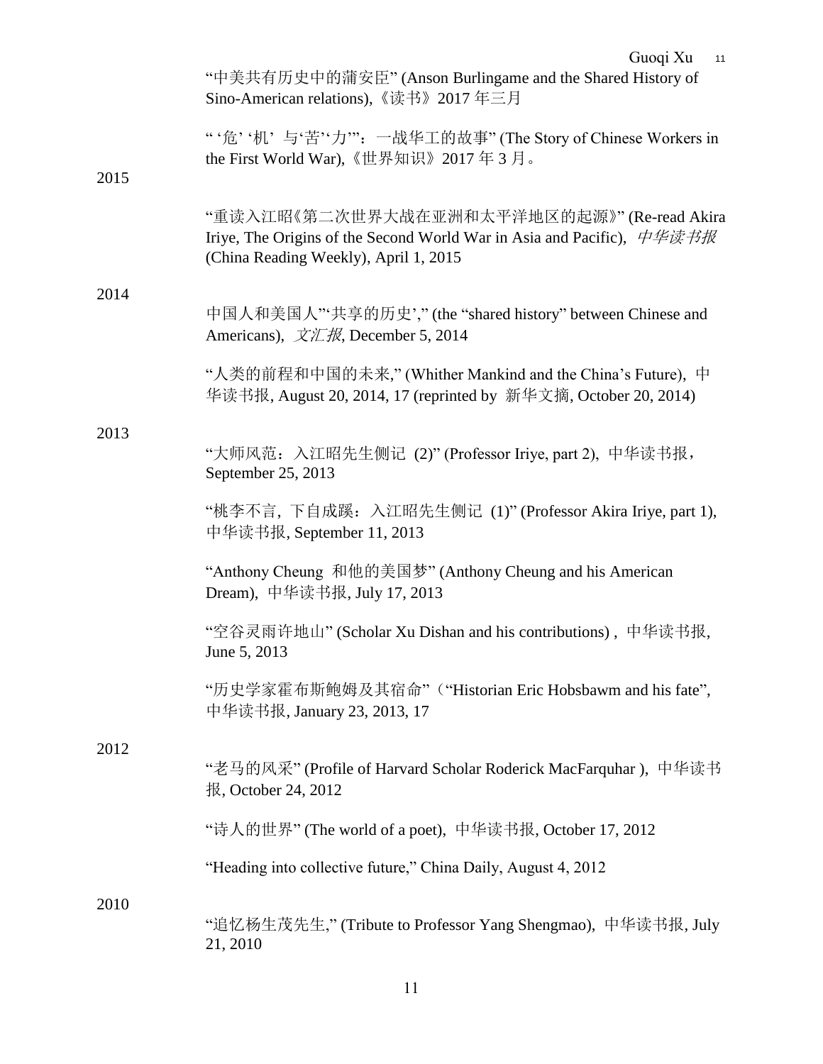"中美共有历史中的蒲安臣" (Anson Burlingame and the Shared History of Sino-American relations),《读书》2017 年三月

" '危' '机' 与'苦''力'"：一战华工的故事" (The Story of Chinese Workers in the First World War),《世界知识》2017 年 3 月。

2015

"重读入江昭《第二次世界大战在亚洲和太平洋地区的起源》" (Re-read Akira Iriye, The Origins of the Second World War in Asia and Pacific), *中华读书报* (China Reading Weekly), April 1, 2015

2014

中国人和美国人"'共享的历史'," (the "shared history" between Chinese and Americans), *文汇报*, December 5, 2014

"人类的前程和中国的未来," (Whither Mankind and the China's Future), 中华读书报, August 20, 2014, 17 (reprinted by 新华文摘, October 20, 2014)

2013

"大师风范：入江昭先生侧记 (2)" (Professor Iriye, part 2), 中华读书报，September 25, 2013

"桃李不言，下自成蹊：入江昭先生侧记 (1)" (Professor Akira Iriye, part 1), 中华读书报, September 11, 2013

"Anthony Cheung 和他的美国梦" (Anthony Cheung and his American Dream), 中华读书报, July 17, 2013

"空谷灵雨许地山" (Scholar Xu Dishan and his contributions) , 中华读书报, June 5, 2013

"历史学家霍布斯鲍姆及其宿命"（"Historian Eric Hobsbawm and his fate", 中华读书报, January 23, 2013, 17

2012

"老马的风采" (Profile of Harvard Scholar Roderick MacFarquhar ), 中华读书报, October 24, 2012

"诗人的世界" (The world of a poet), 中华读书报, October 17, 2012

"Heading into collective future," China Daily, August 4, 2012

2010

"追忆杨生茂先生," (Tribute to Professor Yang Shengmao), 中华读书报, July 21, 2010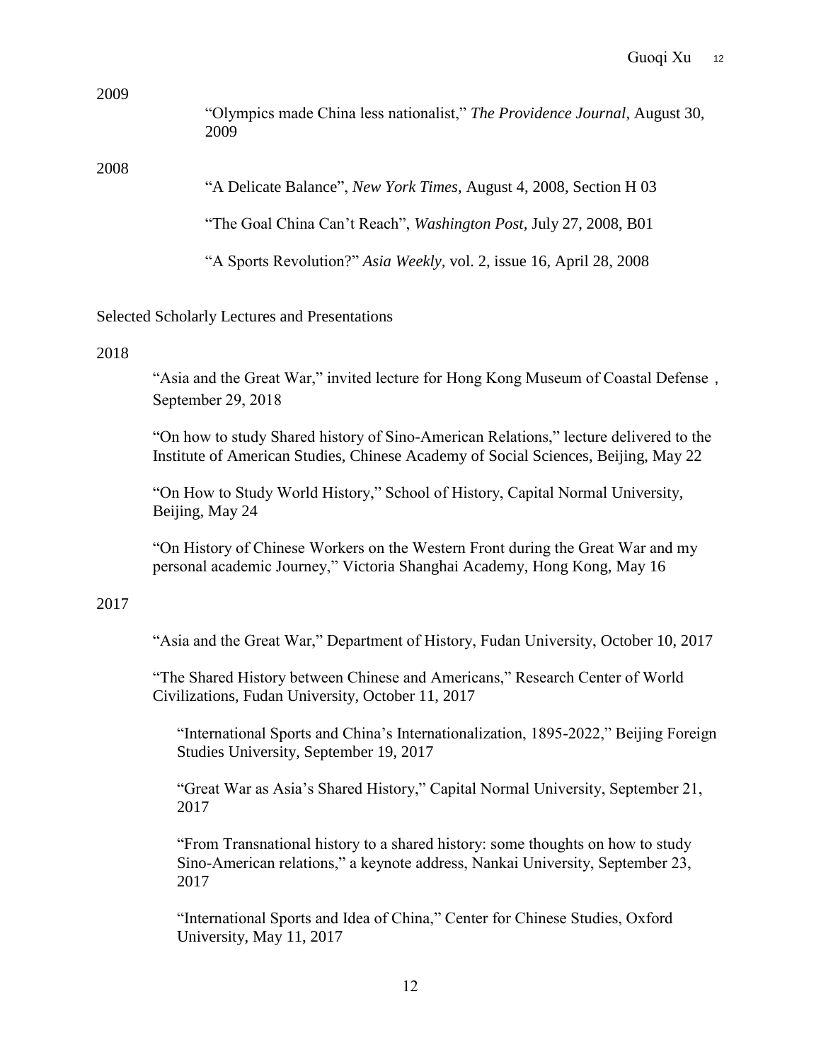2009

“Olympics made China less nationalist,” *The Providence Journal*, August 30, 2009

2008

“A Delicate Balance”, *New York Times*, August 4, 2008, Section H 03

“The Goal China Can’t Reach”, *Washington Post*, July 27, 2008, B01

“A Sports Revolution?” *Asia Weekly*, vol. 2, issue 16, April 28, 2008

Selected Scholarly Lectures and Presentations

2018

“Asia and the Great War,” invited lecture for Hong Kong Museum of Coastal Defense， September 29, 2018

“On how to study Shared history of Sino-American Relations,” lecture delivered to the Institute of American Studies, Chinese Academy of Social Sciences, Beijing, May 22

“On How to Study World History,” School of History, Capital Normal University, Beijing, May 24

“On History of Chinese Workers on the Western Front during the Great War and my personal academic Journey,” Victoria Shanghai Academy, Hong Kong, May 16

2017

“Asia and the Great War,” Department of History, Fudan University, October 10, 2017

“The Shared History between Chinese and Americans,” Research Center of World Civilizations, Fudan University, October 11, 2017

“International Sports and China’s Internationalization, 1895-2022,” Beijing Foreign Studies University, September 19, 2017

“Great War as Asia’s Shared History,” Capital Normal University, September 21, 2017

“From Transnational history to a shared history: some thoughts on how to study Sino-American relations,” a keynote address, Nankai University, September 23, 2017

“International Sports and Idea of China,” Center for Chinese Studies, Oxford University, May 11, 2017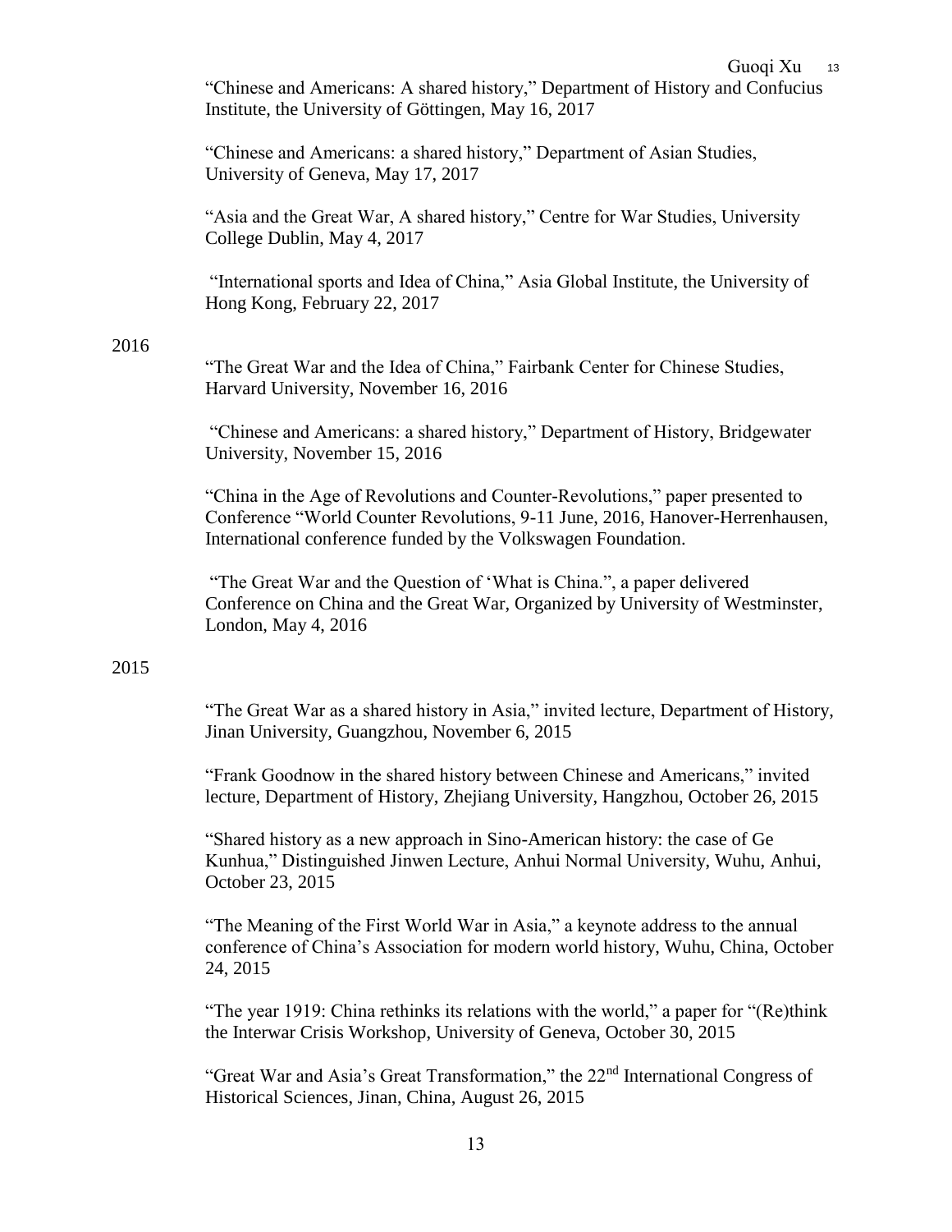"Chinese and Americans: A shared history," Department of History and Confucius Institute, the University of Göttingen, May 16, 2017

"Chinese and Americans: a shared history," Department of Asian Studies, University of Geneva, May 17, 2017

"Asia and the Great War, A shared history," Centre for War Studies, University College Dublin, May 4, 2017

"International sports and Idea of China," Asia Global Institute, the University of Hong Kong, February 22, 2017

2016

"The Great War and the Idea of China," Fairbank Center for Chinese Studies, Harvard University, November 16, 2016

"Chinese and Americans: a shared history," Department of History, Bridgewater University, November 15, 2016

"China in the Age of Revolutions and Counter-Revolutions," paper presented to Conference "World Counter Revolutions, 9-11 June, 2016, Hanover-Herrenhausen, International conference funded by the Volkswagen Foundation.

"The Great War and the Question of 'What is China.", a paper delivered Conference on China and the Great War, Organized by University of Westminster, London, May 4, 2016

2015

"The Great War as a shared history in Asia," invited lecture, Department of History, Jinan University, Guangzhou, November 6, 2015

"Frank Goodnow in the shared history between Chinese and Americans," invited lecture, Department of History, Zhejiang University, Hangzhou, October 26, 2015

"Shared history as a new approach in Sino-American history: the case of Ge Kunhua," Distinguished Jinwen Lecture, Anhui Normal University, Wuhu, Anhui, October 23, 2015

"The Meaning of the First World War in Asia," a keynote address to the annual conference of China's Association for modern world history, Wuhu, China, October 24, 2015

"The year 1919: China rethinks its relations with the world," a paper for "(Re)think the Interwar Crisis Workshop, University of Geneva, October 30, 2015

"Great War and Asia's Great Transformation," the 22nd International Congress of Historical Sciences, Jinan, China, August 26, 2015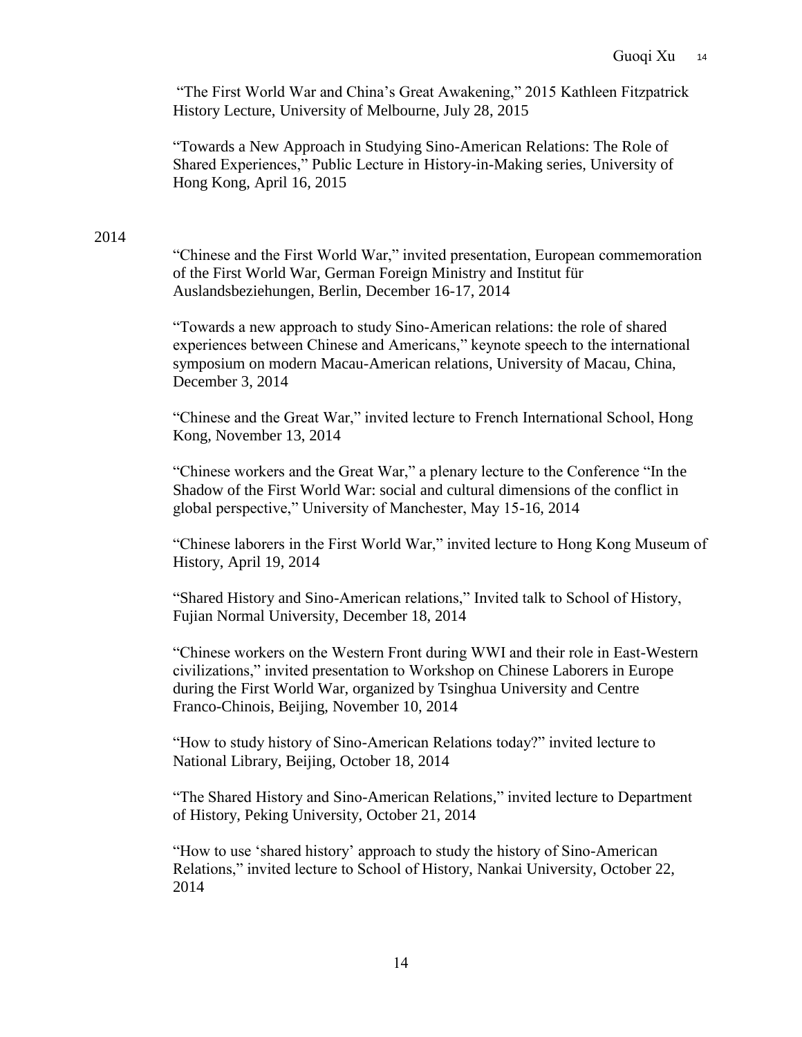"The First World War and China's Great Awakening," 2015 Kathleen Fitzpatrick History Lecture, University of Melbourne, July 28, 2015

"Towards a New Approach in Studying Sino-American Relations: The Role of Shared Experiences," Public Lecture in History-in-Making series, University of Hong Kong, April 16, 2015

2014

"Chinese and the First World War," invited presentation, European commemoration of the First World War, German Foreign Ministry and Institut für Auslandsbeziehungen, Berlin, December 16-17, 2014

"Towards a new approach to study Sino-American relations: the role of shared experiences between Chinese and Americans," keynote speech to the international symposium on modern Macau-American relations, University of Macau, China, December 3, 2014

"Chinese and the Great War," invited lecture to French International School, Hong Kong, November 13, 2014

"Chinese workers and the Great War," a plenary lecture to the Conference "In the Shadow of the First World War: social and cultural dimensions of the conflict in global perspective," University of Manchester, May 15-16, 2014

"Chinese laborers in the First World War," invited lecture to Hong Kong Museum of History, April 19, 2014

"Shared History and Sino-American relations," Invited talk to School of History, Fujian Normal University, December 18, 2014

"Chinese workers on the Western Front during WWI and their role in East-Western civilizations," invited presentation to Workshop on Chinese Laborers in Europe during the First World War, organized by Tsinghua University and Centre Franco-Chinois, Beijing, November 10, 2014

"How to study history of Sino-American Relations today?" invited lecture to National Library, Beijing, October 18, 2014

"The Shared History and Sino-American Relations," invited lecture to Department of History, Peking University, October 21, 2014

"How to use 'shared history' approach to study the history of Sino-American Relations," invited lecture to School of History, Nankai University, October 22, 2014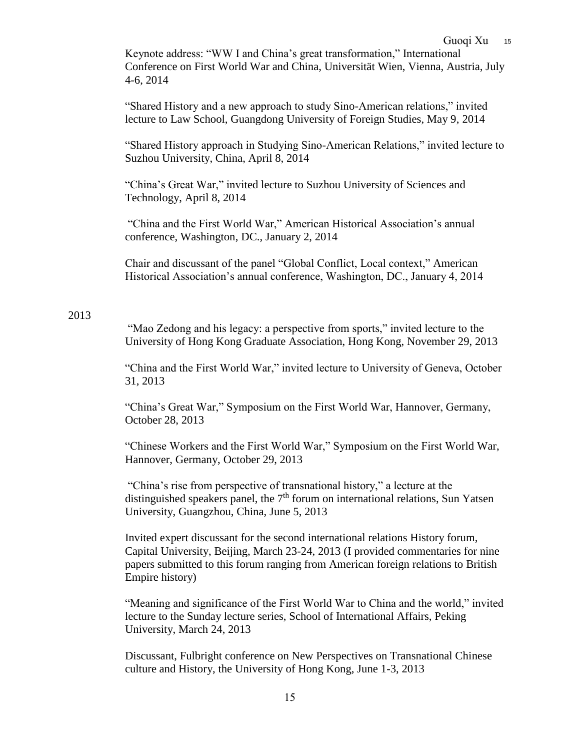Keynote address: “WW I and China’s great transformation,” International Conference on First World War and China, Universität Wien, Vienna, Austria, July 4-6, 2014

“Shared History and a new approach to study Sino-American relations,” invited lecture to Law School, Guangdong University of Foreign Studies, May 9, 2014

“Shared History approach in Studying Sino-American Relations,” invited lecture to Suzhou University, China, April 8, 2014

“China’s Great War,” invited lecture to Suzhou University of Sciences and Technology, April 8, 2014

“China and the First World War,” American Historical Association’s annual conference, Washington, DC., January 2, 2014

Chair and discussant of the panel “Global Conflict, Local context,” American Historical Association’s annual conference, Washington, DC., January 4, 2014

2013

“Mao Zedong and his legacy: a perspective from sports,” invited lecture to the University of Hong Kong Graduate Association, Hong Kong, November 29, 2013

“China and the First World War,” invited lecture to University of Geneva, October 31, 2013

“China’s Great War,” Symposium on the First World War, Hannover, Germany, October 28, 2013

“Chinese Workers and the First World War,” Symposium on the First World War, Hannover, Germany, October 29, 2013

“China’s rise from perspective of transnational history,” a lecture at the distinguished speakers panel, the 7th forum on international relations, Sun Yatsen University, Guangzhou, China, June 5, 2013

Invited expert discussant for the second international relations History forum, Capital University, Beijing, March 23-24, 2013 (I provided commentaries for nine papers submitted to this forum ranging from American foreign relations to British Empire history)

“Meaning and significance of the First World War to China and the world,” invited lecture to the Sunday lecture series, School of International Affairs, Peking University, March 24, 2013

Discussant, Fulbright conference on New Perspectives on Transnational Chinese culture and History, the University of Hong Kong, June 1-3, 2013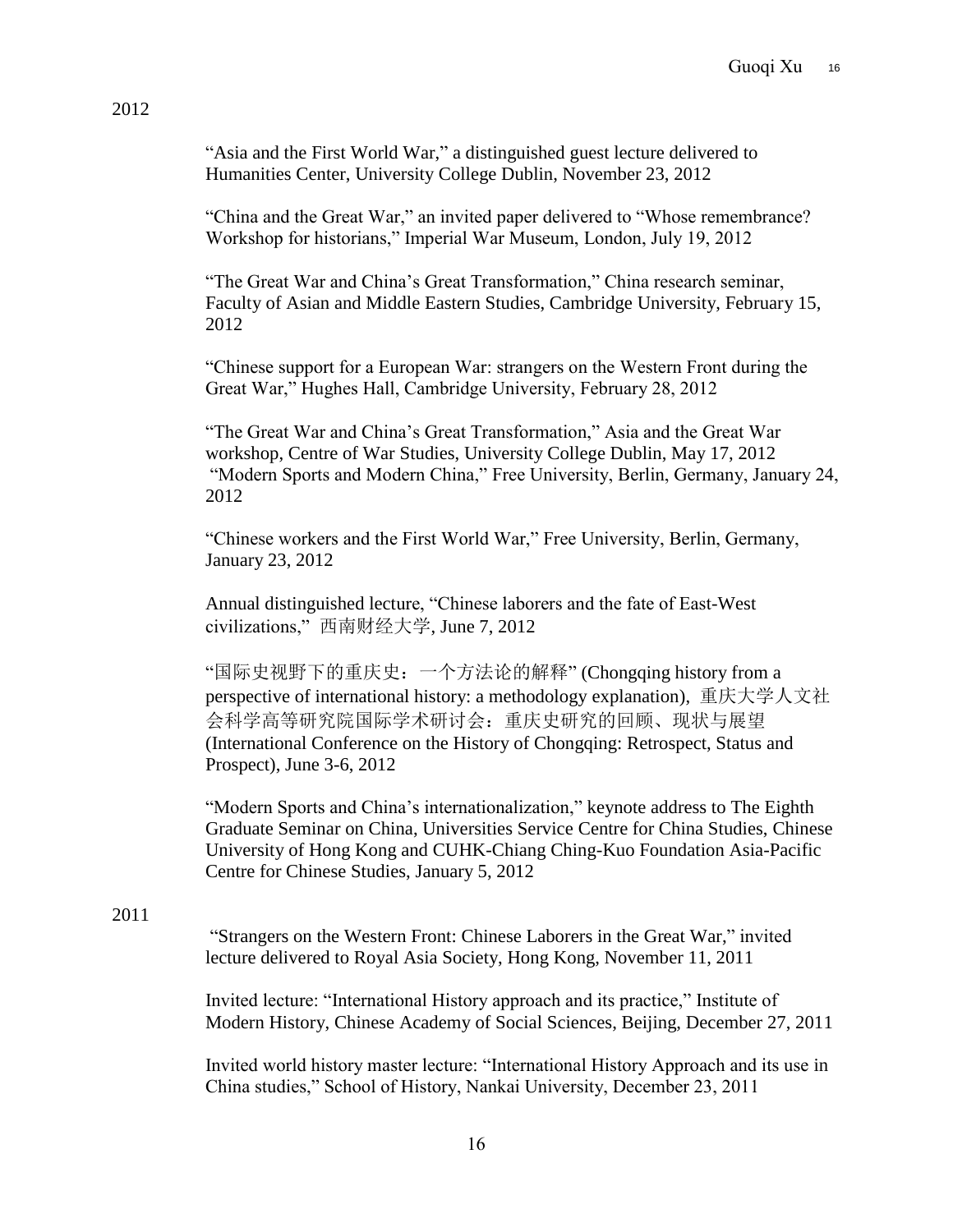2012

"Asia and the First World War," a distinguished guest lecture delivered to Humanities Center, University College Dublin, November 23, 2012

"China and the Great War," an invited paper delivered to "Whose remembrance? Workshop for historians," Imperial War Museum, London, July 19, 2012

"The Great War and China's Great Transformation," China research seminar, Faculty of Asian and Middle Eastern Studies, Cambridge University, February 15, 2012

"Chinese support for a European War: strangers on the Western Front during the Great War," Hughes Hall, Cambridge University, February 28, 2012

"The Great War and China's Great Transformation," Asia and the Great War workshop, Centre of War Studies, University College Dublin, May 17, 2012
"Modern Sports and Modern China," Free University, Berlin, Germany, January 24, 2012

"Chinese workers and the First World War," Free University, Berlin, Germany, January 23, 2012

Annual distinguished lecture, "Chinese laborers and the fate of East-West civilizations," 西南财经大学, June 7, 2012

"国际史视野下的重庆史：一个方法论的解释" (Chongqing history from a perspective of international history: a methodology explanation), 重庆大学人文社会科学高等研究院国际学术研讨会：重庆史研究的回顾、现状与展望 (International Conference on the History of Chongqing: Retrospect, Status and Prospect), June 3-6, 2012

"Modern Sports and China's internationalization," keynote address to The Eighth Graduate Seminar on China, Universities Service Centre for China Studies, Chinese University of Hong Kong and CUHK-Chiang Ching-Kuo Foundation Asia-Pacific Centre for Chinese Studies, January 5, 2012

2011

"Strangers on the Western Front: Chinese Laborers in the Great War," invited lecture delivered to Royal Asia Society, Hong Kong, November 11, 2011

Invited lecture: "International History approach and its practice," Institute of Modern History, Chinese Academy of Social Sciences, Beijing, December 27, 2011

Invited world history master lecture: "International History Approach and its use in China studies," School of History, Nankai University, December 23, 2011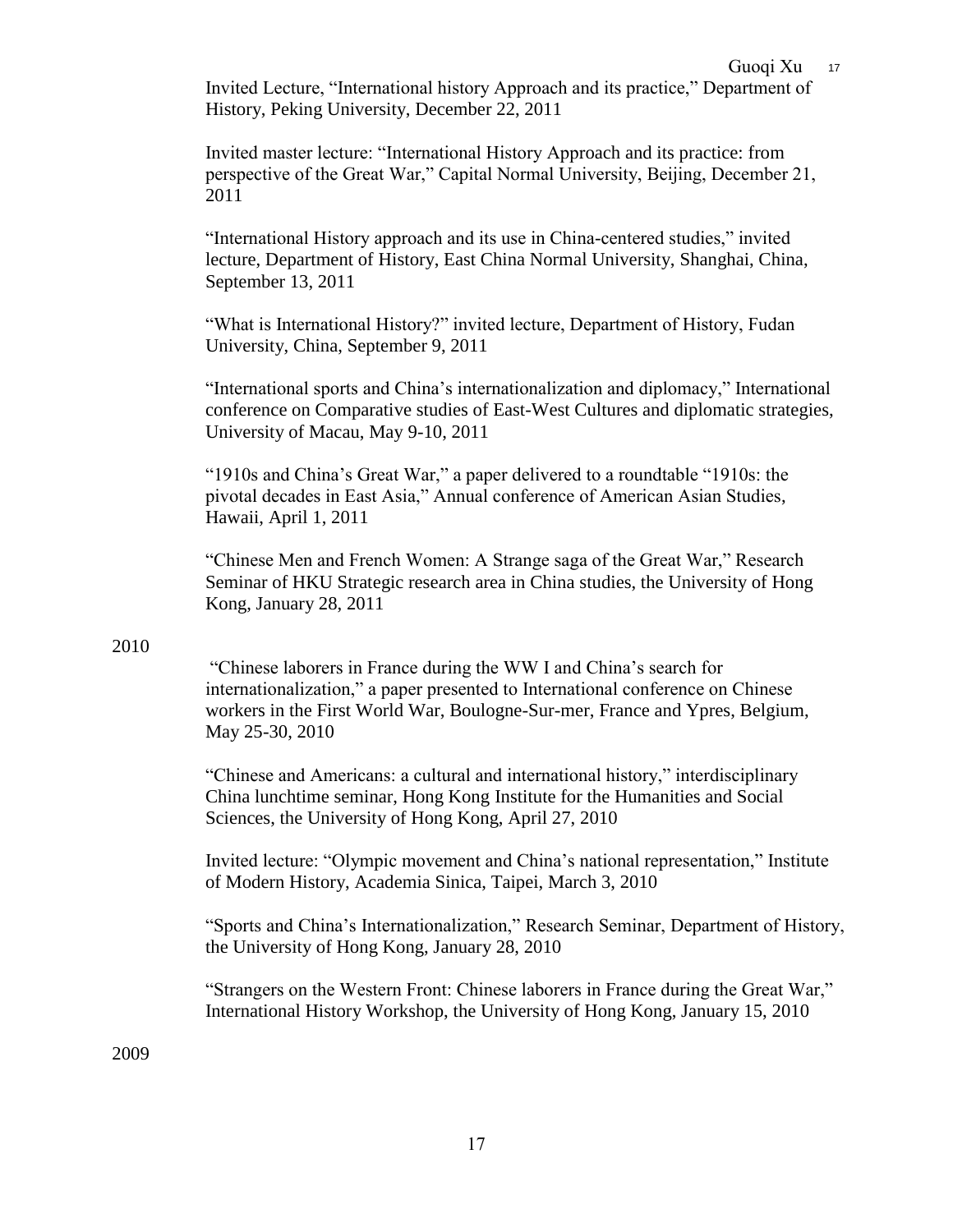Invited Lecture, “International history Approach and its practice,” Department of History, Peking University, December 22, 2011

Invited master lecture: “International History Approach and its practice: from perspective of the Great War,” Capital Normal University, Beijing, December 21, 2011

“International History approach and its use in China-centered studies,” invited lecture, Department of History, East China Normal University, Shanghai, China, September 13, 2011

“What is International History?” invited lecture, Department of History, Fudan University, China, September 9, 2011

“International sports and China’s internationalization and diplomacy,” International conference on Comparative studies of East-West Cultures and diplomatic strategies, University of Macau, May 9-10, 2011

“1910s and China’s Great War,” a paper delivered to a roundtable “1910s: the pivotal decades in East Asia,” Annual conference of American Asian Studies, Hawaii, April 1, 2011

“Chinese Men and French Women: A Strange saga of the Great War,” Research Seminar of HKU Strategic research area in China studies, the University of Hong Kong, January 28, 2011

2010

“Chinese laborers in France during the WW I and China’s search for internationalization,” a paper presented to International conference on Chinese workers in the First World War, Boulogne-Sur-mer, France and Ypres, Belgium, May 25-30, 2010

“Chinese and Americans: a cultural and international history,” interdisciplinary China lunchtime seminar, Hong Kong Institute for the Humanities and Social Sciences, the University of Hong Kong, April 27, 2010

Invited lecture: “Olympic movement and China’s national representation,” Institute of Modern History, Academia Sinica, Taipei, March 3, 2010

“Sports and China’s Internationalization,” Research Seminar, Department of History, the University of Hong Kong, January 28, 2010

“Strangers on the Western Front: Chinese laborers in France during the Great War,” International History Workshop, the University of Hong Kong, January 15, 2010

2009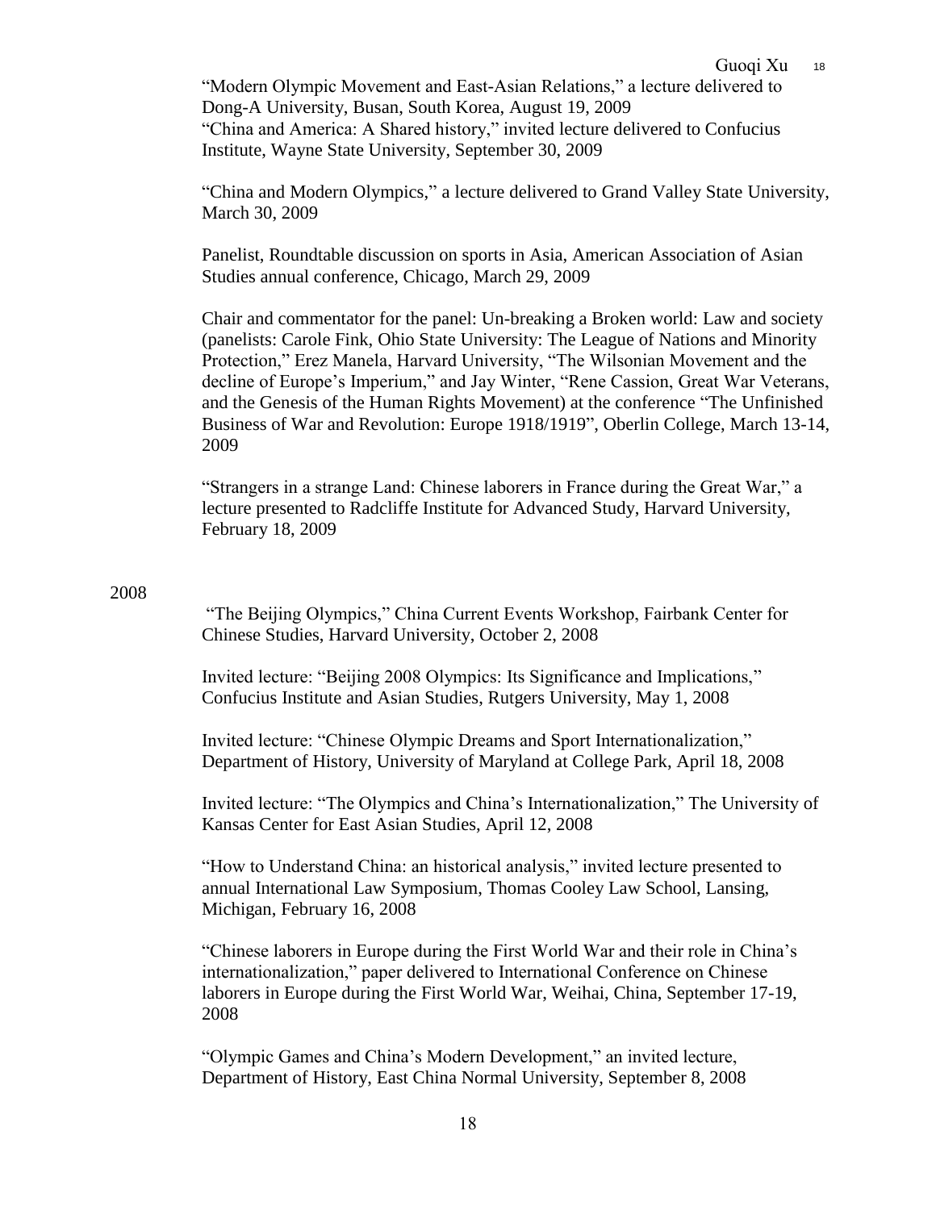"Modern Olympic Movement and East-Asian Relations," a lecture delivered to Dong-A University, Busan, South Korea, August 19, 2009
"China and America: A Shared history," invited lecture delivered to Confucius Institute, Wayne State University, September 30, 2009

"China and Modern Olympics," a lecture delivered to Grand Valley State University, March 30, 2009

Panelist, Roundtable discussion on sports in Asia, American Association of Asian Studies annual conference, Chicago, March 29, 2009

Chair and commentator for the panel: Un-breaking a Broken world: Law and society (panelists: Carole Fink, Ohio State University: The League of Nations and Minority Protection," Erez Manela, Harvard University, "The Wilsonian Movement and the decline of Europe's Imperium," and Jay Winter, "Rene Cassion, Great War Veterans, and the Genesis of the Human Rights Movement) at the conference "The Unfinished Business of War and Revolution: Europe 1918/1919", Oberlin College, March 13-14, 2009

"Strangers in a strange Land: Chinese laborers in France during the Great War," a lecture presented to Radcliffe Institute for Advanced Study, Harvard University, February 18, 2009

2008

"The Beijing Olympics," China Current Events Workshop, Fairbank Center for Chinese Studies, Harvard University, October 2, 2008

Invited lecture: "Beijing 2008 Olympics: Its Significance and Implications," Confucius Institute and Asian Studies, Rutgers University, May 1, 2008

Invited lecture: "Chinese Olympic Dreams and Sport Internationalization," Department of History, University of Maryland at College Park, April 18, 2008

Invited lecture: "The Olympics and China's Internationalization," The University of Kansas Center for East Asian Studies, April 12, 2008

"How to Understand China: an historical analysis," invited lecture presented to annual International Law Symposium, Thomas Cooley Law School, Lansing, Michigan, February 16, 2008

"Chinese laborers in Europe during the First World War and their role in China's internationalization," paper delivered to International Conference on Chinese laborers in Europe during the First World War, Weihai, China, September 17-19, 2008

"Olympic Games and China's Modern Development," an invited lecture, Department of History, East China Normal University, September 8, 2008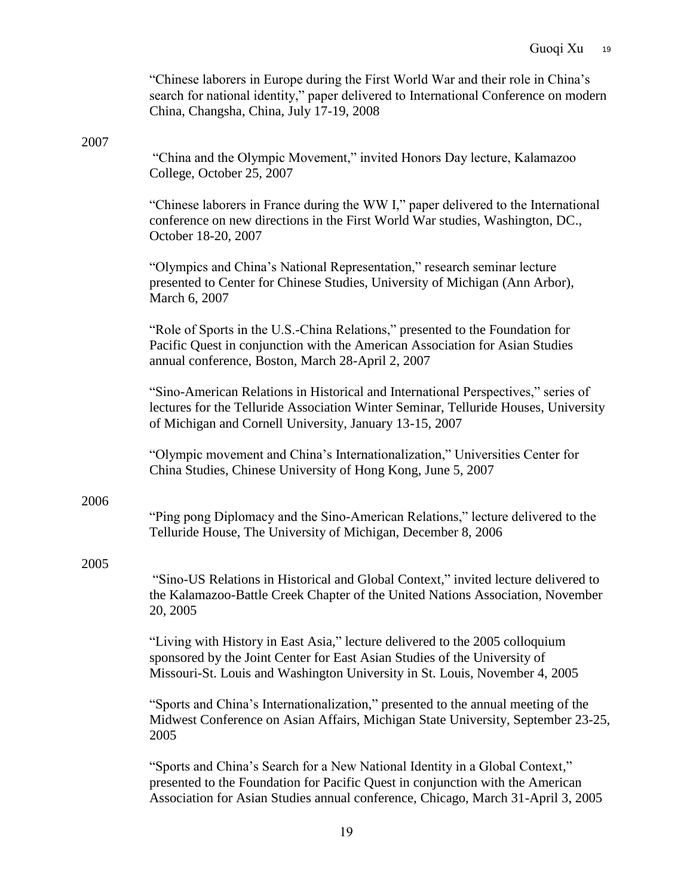"Chinese laborers in Europe during the First World War and their role in China's search for national identity," paper delivered to International Conference on modern China, Changsha, China, July 17-19, 2008

2007

"China and the Olympic Movement," invited Honors Day lecture, Kalamazoo College, October 25, 2007

"Chinese laborers in France during the WW I," paper delivered to the International conference on new directions in the First World War studies, Washington, DC., October 18-20, 2007

"Olympics and China's National Representation," research seminar lecture presented to Center for Chinese Studies, University of Michigan (Ann Arbor), March 6, 2007

"Role of Sports in the U.S.-China Relations," presented to the Foundation for Pacific Quest in conjunction with the American Association for Asian Studies annual conference, Boston, March 28-April 2, 2007

"Sino-American Relations in Historical and International Perspectives," series of lectures for the Telluride Association Winter Seminar, Telluride Houses, University of Michigan and Cornell University, January 13-15, 2007

"Olympic movement and China's Internationalization," Universities Center for China Studies, Chinese University of Hong Kong, June 5, 2007

2006

"Ping pong Diplomacy and the Sino-American Relations," lecture delivered to the Telluride House, The University of Michigan, December 8, 2006

2005

"Sino-US Relations in Historical and Global Context," invited lecture delivered to the Kalamazoo-Battle Creek Chapter of the United Nations Association, November 20, 2005

"Living with History in East Asia," lecture delivered to the 2005 colloquium sponsored by the Joint Center for East Asian Studies of the University of Missouri-St. Louis and Washington University in St. Louis, November 4, 2005

"Sports and China's Internationalization," presented to the annual meeting of the Midwest Conference on Asian Affairs, Michigan State University, September 23-25, 2005

"Sports and China's Search for a New National Identity in a Global Context," presented to the Foundation for Pacific Quest in conjunction with the American Association for Asian Studies annual conference, Chicago, March 31-April 3, 2005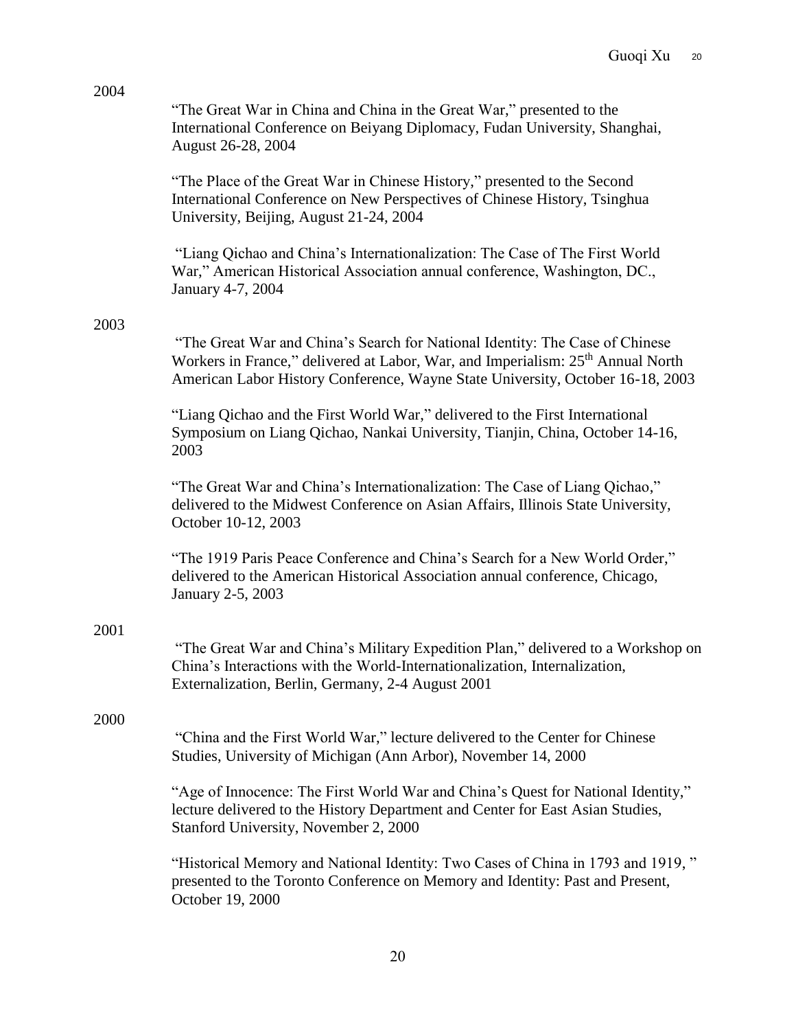2004

"The Great War in China and China in the Great War," presented to the International Conference on Beiyang Diplomacy, Fudan University, Shanghai, August 26-28, 2004

"The Place of the Great War in Chinese History," presented to the Second International Conference on New Perspectives of Chinese History, Tsinghua University, Beijing, August 21-24, 2004

"Liang Qichao and China's Internationalization: The Case of The First World War," American Historical Association annual conference, Washington, DC., January 4-7, 2004

2003

"The Great War and China's Search for National Identity: The Case of Chinese Workers in France," delivered at Labor, War, and Imperialism: 25th Annual North American Labor History Conference, Wayne State University, October 16-18, 2003

"Liang Qichao and the First World War," delivered to the First International Symposium on Liang Qichao, Nankai University, Tianjin, China, October 14-16, 2003

"The Great War and China's Internationalization: The Case of Liang Qichao," delivered to the Midwest Conference on Asian Affairs, Illinois State University, October 10-12, 2003

"The 1919 Paris Peace Conference and China's Search for a New World Order," delivered to the American Historical Association annual conference, Chicago, January 2-5, 2003

2001

"The Great War and China's Military Expedition Plan," delivered to a Workshop on China's Interactions with the World-Internationalization, Internalization, Externalization, Berlin, Germany, 2-4 August 2001

2000

"China and the First World War," lecture delivered to the Center for Chinese Studies, University of Michigan (Ann Arbor), November 14, 2000

"Age of Innocence: The First World War and China's Quest for National Identity," lecture delivered to the History Department and Center for East Asian Studies, Stanford University, November 2, 2000

"Historical Memory and National Identity: Two Cases of China in 1793 and 1919, " presented to the Toronto Conference on Memory and Identity: Past and Present, October 19, 2000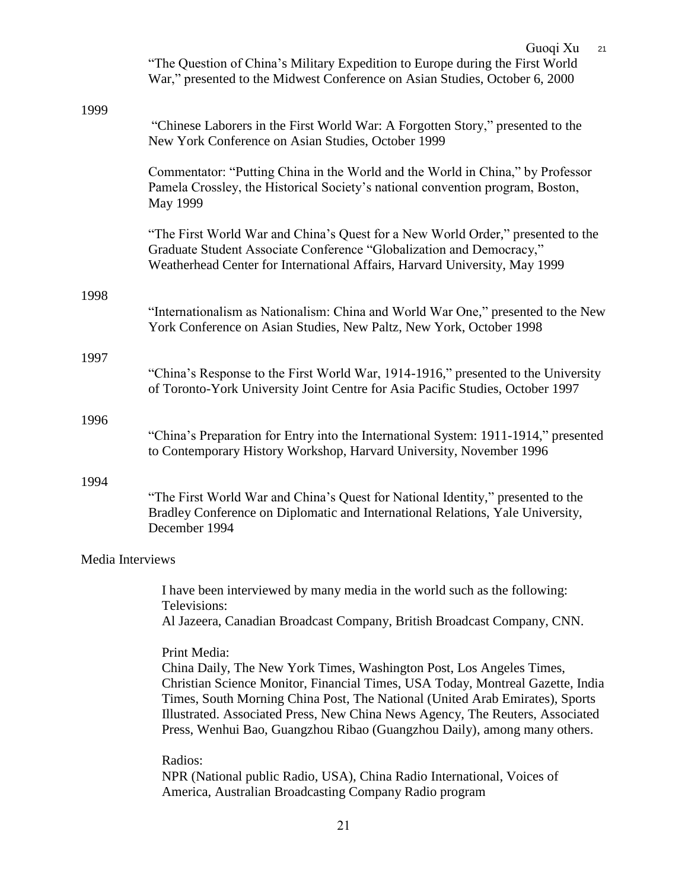"The Question of China's Military Expedition to Europe during the First World War," presented to the Midwest Conference on Asian Studies, October 6, 2000

1999

"Chinese Laborers in the First World War: A Forgotten Story," presented to the New York Conference on Asian Studies, October 1999

Commentator: "Putting China in the World and the World in China," by Professor Pamela Crossley, the Historical Society's national convention program, Boston, May 1999

"The First World War and China's Quest for a New World Order," presented to the Graduate Student Associate Conference "Globalization and Democracy," Weatherhead Center for International Affairs, Harvard University, May 1999

1998

"Internationalism as Nationalism: China and World War One," presented to the New York Conference on Asian Studies, New Paltz, New York, October 1998

1997

"China's Response to the First World War, 1914-1916," presented to the University of Toronto-York University Joint Centre for Asia Pacific Studies, October 1997

1996

"China's Preparation for Entry into the International System: 1911-1914," presented to Contemporary History Workshop, Harvard University, November 1996

1994

"The First World War and China's Quest for National Identity," presented to the Bradley Conference on Diplomatic and International Relations, Yale University, December 1994

Media Interviews

I have been interviewed by many media in the world such as the following:
Televisions:
Al Jazeera, Canadian Broadcast Company, British Broadcast Company, CNN.

Print Media:
China Daily, The New York Times, Washington Post, Los Angeles Times, Christian Science Monitor, Financial Times, USA Today, Montreal Gazette, India Times, South Morning China Post, The National (United Arab Emirates), Sports Illustrated. Associated Press, New China News Agency, The Reuters, Associated Press, Wenhui Bao, Guangzhou Ribao (Guangzhou Daily), among many others.

Radios:
NPR (National public Radio, USA), China Radio International, Voices of America, Australian Broadcasting Company Radio program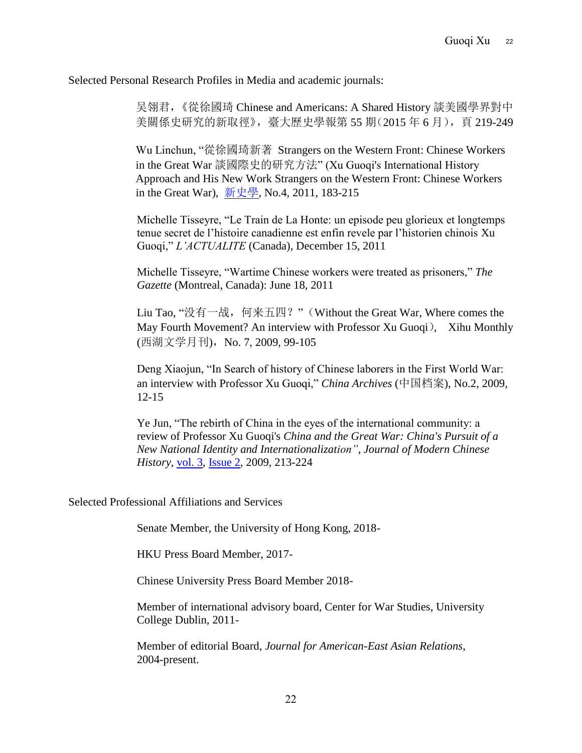Selected Personal Research Profiles in Media and academic journals:

吴翎君，《從徐國琦 Chinese and Americans: A Shared History 談美國學界對中美關係史研究的新取徑》，臺大歷史學報第 55 期（2015 年 6 月），頁 219-249

Wu Linchun, "從徐國琦新著 Strangers on the Western Front: Chinese Workers in the Great War 談國際史的研究方法" (Xu Guoqi's International History Approach and His New Work Strangers on the Western Front: Chinese Workers in the Great War), 新史學, No.4, 2011, 183-215

Michelle Tisseyre, "Le Train de La Honte: un episode peu glorieux et longtemps tenue secret de l'histoire canadienne est enfin revele par l'historien chinois Xu Guoqi," *L'ACTUALITE* (Canada), December 15, 2011

Michelle Tisseyre, "Wartime Chinese workers were treated as prisoners," *The Gazette* (Montreal, Canada): June 18, 2011

Liu Tao, "没有一战，何来五四？"（Without the Great War, Where comes the May Fourth Movement? An interview with Professor Xu Guoqi）, Xihu Monthly (西湖文学月刊)，No. 7, 2009, 99-105

Deng Xiaojun, "In Search of history of Chinese laborers in the First World War: an interview with Professor Xu Guoqi," *China Archives* (中国档案), No.2, 2009, 12-15

Ye Jun, "The rebirth of China in the eyes of the international community: a review of Professor Xu Guoqi's *China and the Great War: China's Pursuit of a New National Identity and Internationalization", Journal of Modern Chinese History*, vol. 3, Issue 2, 2009, 213-224

Selected Professional Affiliations and Services

Senate Member, the University of Hong Kong, 2018-

HKU Press Board Member, 2017-

Chinese University Press Board Member 2018-

Member of international advisory board, Center for War Studies, University College Dublin, 2011-

Member of editorial Board, *Journal for American-East Asian Relations*, 2004-present.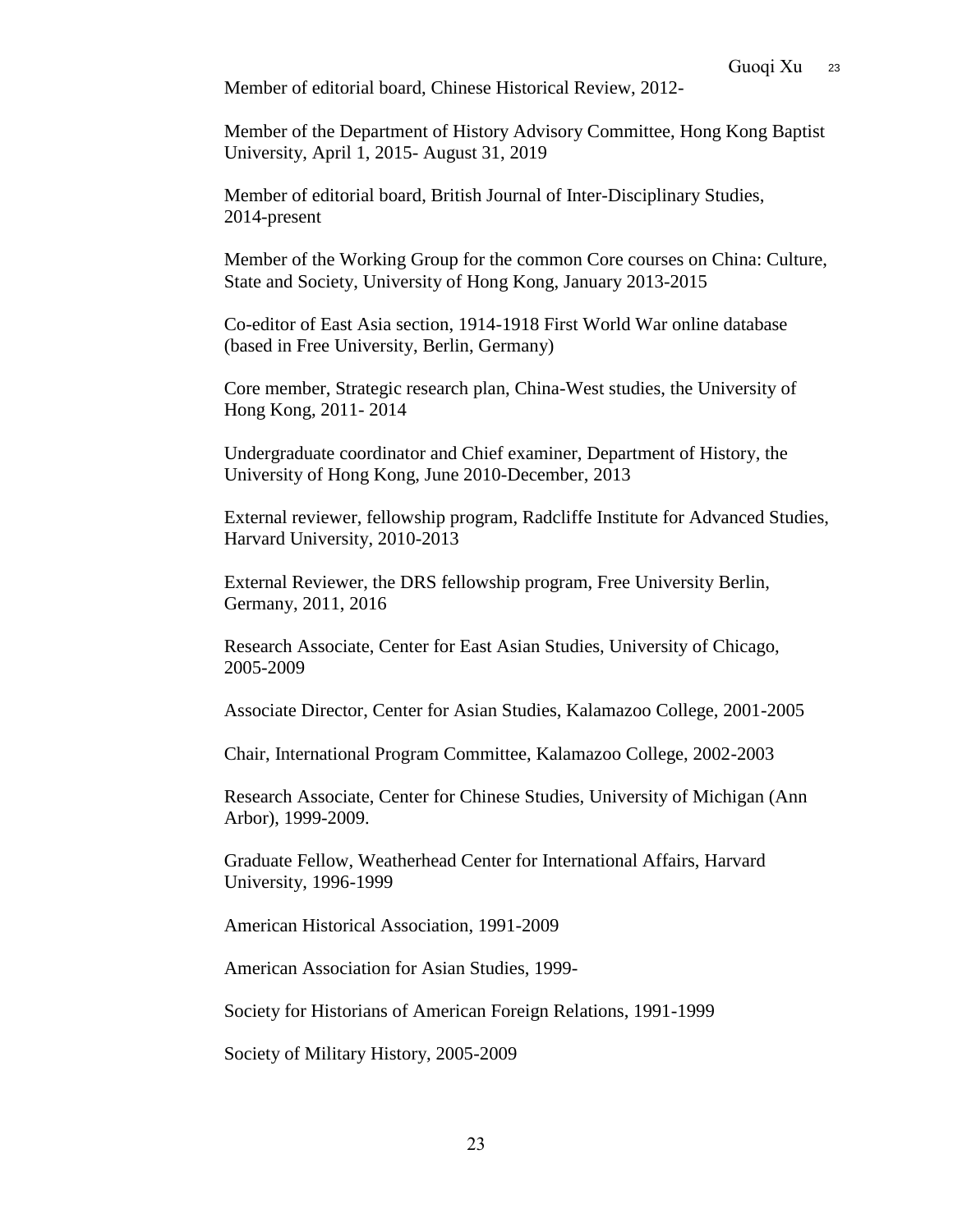Member of editorial board, Chinese Historical Review, 2012-

Member of the Department of History Advisory Committee, Hong Kong Baptist University, April 1, 2015- August 31, 2019

Member of editorial board, British Journal of Inter-Disciplinary Studies, 2014-present

Member of the Working Group for the common Core courses on China: Culture, State and Society, University of Hong Kong, January 2013-2015

Co-editor of East Asia section, 1914-1918 First World War online database (based in Free University, Berlin, Germany)

Core member, Strategic research plan, China-West studies, the University of Hong Kong, 2011- 2014

Undergraduate coordinator and Chief examiner, Department of History, the University of Hong Kong, June 2010-December, 2013

External reviewer, fellowship program, Radcliffe Institute for Advanced Studies, Harvard University, 2010-2013

External Reviewer, the DRS fellowship program, Free University Berlin, Germany, 2011, 2016

Research Associate, Center for East Asian Studies, University of Chicago, 2005-2009

Associate Director, Center for Asian Studies, Kalamazoo College, 2001-2005

Chair, International Program Committee, Kalamazoo College, 2002-2003

Research Associate, Center for Chinese Studies, University of Michigan (Ann Arbor), 1999-2009.

Graduate Fellow, Weatherhead Center for International Affairs, Harvard University, 1996-1999

American Historical Association, 1991-2009

American Association for Asian Studies, 1999-

Society for Historians of American Foreign Relations, 1991-1999

Society of Military History, 2005-2009